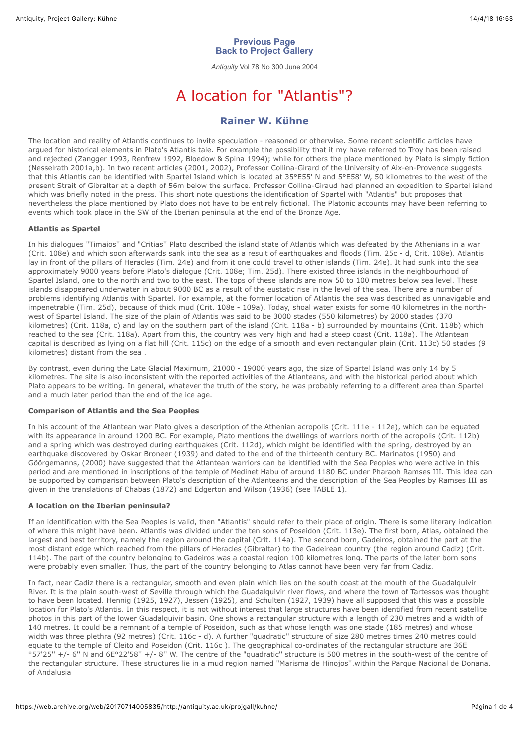**Previous Page**
**Back to Project Gallery**

*Antiquity* Vol 78 No 300 June 2004

# A location for "Atlantis"?

## Rainer W. Kühne

The location and reality of Atlantis continues to invite speculation - reasoned or otherwise. Some recent scientific articles have argued for historical elements in Plato's Atlantis tale. For example the possibility that it my have referred to Troy has been raised and rejected (Zangger 1993, Renfrew 1992, Bloedow & Spina 1994); while for others the place mentioned by Plato is simply fiction (Nesselrath 2001a,b). In two recent articles (2001, 2002), Professor Collina-Girard of the University of Aix-en-Provence suggests that this Atlantis can be identified with Spartel Island which is located at 35°E55' N and 5°E58' W, 50 kilometres to the west of the present Strait of Gibraltar at a depth of 56m below the surface. Professor Collina-Giraud had planned an expedition to Spartel island which was briefly noted in the press. This short note questions the identification of Spartel with "Atlantis" but proposes that nevertheless the place mentioned by Plato does not have to be entirely fictional. The Platonic accounts may have been referring to events which took place in the SW of the Iberian peninsula at the end of the Bronze Age.

**Atlantis as Spartel**

In his dialogues "Timaios'' and "Critias'' Plato described the island state of Atlantis which was defeated by the Athenians in a war (Crit. 108e) and which soon afterwards sank into the sea as a result of earthquakes and floods (Tim. 25c - d, Crit. 108e). Atlantis lay in front of the pillars of Heracles (Tim. 24e) and from it one could travel to other islands (Tim. 24e). It had sunk into the sea approximately 9000 years before Plato's dialogue (Crit. 108e; Tim. 25d). There existed three islands in the neighbourhood of Spartel Island, one to the north and two to the east. The tops of these islands are now 50 to 100 metres below sea level. These islands disappeared underwater in about 9000 BC as a result of the eustatic rise in the level of the sea. There are a number of problems identifying Atlantis with Spartel. For example, at the former location of Atlantis the sea was described as unnavigable and impenetrable (Tim. 25d), because of thick mud (Crit. 108e - 109a). Today, shoal water exists for some 40 kilometres in the north-west of Spartel Island. The size of the plain of Atlantis was said to be 3000 stades (550 kilometres) by 2000 stades (370 kilometres) (Crit. 118a, c) and lay on the southern part of the island (Crit. 118a - b) surrounded by mountains (Crit. 118b) which reached to the sea (Crit. 118a). Apart from this, the country was very high and had a steep coast (Crit. 118a). The Atlantean capital is described as lying on a flat hill (Crit. 115c) on the edge of a smooth and even rectangular plain (Crit. 113c) 50 stades (9 kilometres) distant from the sea .

By contrast, even during the Late Glacial Maximum, 21000 - 19000 years ago, the size of Spartel Island was only 14 by 5 kilometres. The site is also inconsistent with the reported activities of the Atlanteans, and with the historical period about which Plato appears to be writing. In general, whatever the truth of the story, he was probably referring to a different area than Spartel and a much later period than the end of the ice age.

**Comparison of Atlantis and the Sea Peoples**

In his account of the Atlantean war Plato gives a description of the Athenian acropolis (Crit. 111e - 112e), which can be equated with its appearance in around 1200 BC. For example, Plato mentions the dwellings of warriors north of the acropolis (Crit. 112b) and a spring which was destroyed during earthquakes (Crit. 112d), which might be identified with the spring, destroyed by an earthquake discovered by Oskar Broneer (1939) and dated to the end of the thirteenth century BC. Marinatos (1950) and Göörgemanns, (2000) have suggested that the Atlantean warriors can be identified with the Sea Peoples who were active in this period and are mentioned in inscriptions of the temple of Medinet Habu of around 1180 BC under Pharaoh Ramses III. This idea can be supported by comparison between Plato's description of the Atlanteans and the description of the Sea Peoples by Ramses III as given in the translations of Chabas (1872) and Edgerton and Wilson (1936) (see TABLE 1).

**A location on the Iberian peninsula?**

If an identification with the Sea Peoples is valid, then "Atlantis" should refer to their place of origin. There is some literary indication of where this might have been. Atlantis was divided under the ten sons of Poseidon (Crit. 113e). The first born, Atlas, obtained the largest and best territory, namely the region around the capital (Crit. 114a). The second born, Gadeiros, obtained the part at the most distant edge which reached from the pillars of Heracles (Gibraltar) to the Gadeirean country (the region around Cadiz) (Crit. 114b). The part of the country belonging to Gadeiros was a coastal region 100 kilometres long. The parts of the later born sons were probably even smaller. Thus, the part of the country belonging to Atlas cannot have been very far from Cadiz.

In fact, near Cadiz there is a rectangular, smooth and even plain which lies on the south coast at the mouth of the Guadalquivir River. It is the plain south-west of Seville through which the Guadalquivir river flows, and where the town of Tartessos was thought to have been located. Hennig (1925, 1927), Jessen (1925), and Schulten (1927, 1939) have all supposed that this was a possible location for Plato's Atlantis. In this respect, it is not without interest that large structures have been identified from recent satellite photos in this part of the lower Guadalquivir basin. One shows a rectangular structure with a length of 230 metres and a width of 140 metres. It could be a remnant of a temple of Poseidon, such as that whose length was one stade (185 metres) and whose width was three plethra (92 metres) (Crit. 116c - d). A further "quadratic'' structure of size 280 metres times 240 metres could equate to the temple of Cleito and Poseidon (Crit. 116c ). The geographical co-ordinates of the rectangular structure are 36E °57'25'' +/- 6'' N and 6E°22'58'' +/- 8'' W. The centre of the "quadratic'' structure is 500 metres in the south-west of the centre of the rectangular structure. These structures lie in a mud region named "Marisma de Hinojos''.within the Parque Nacional de Donana. of Andalusia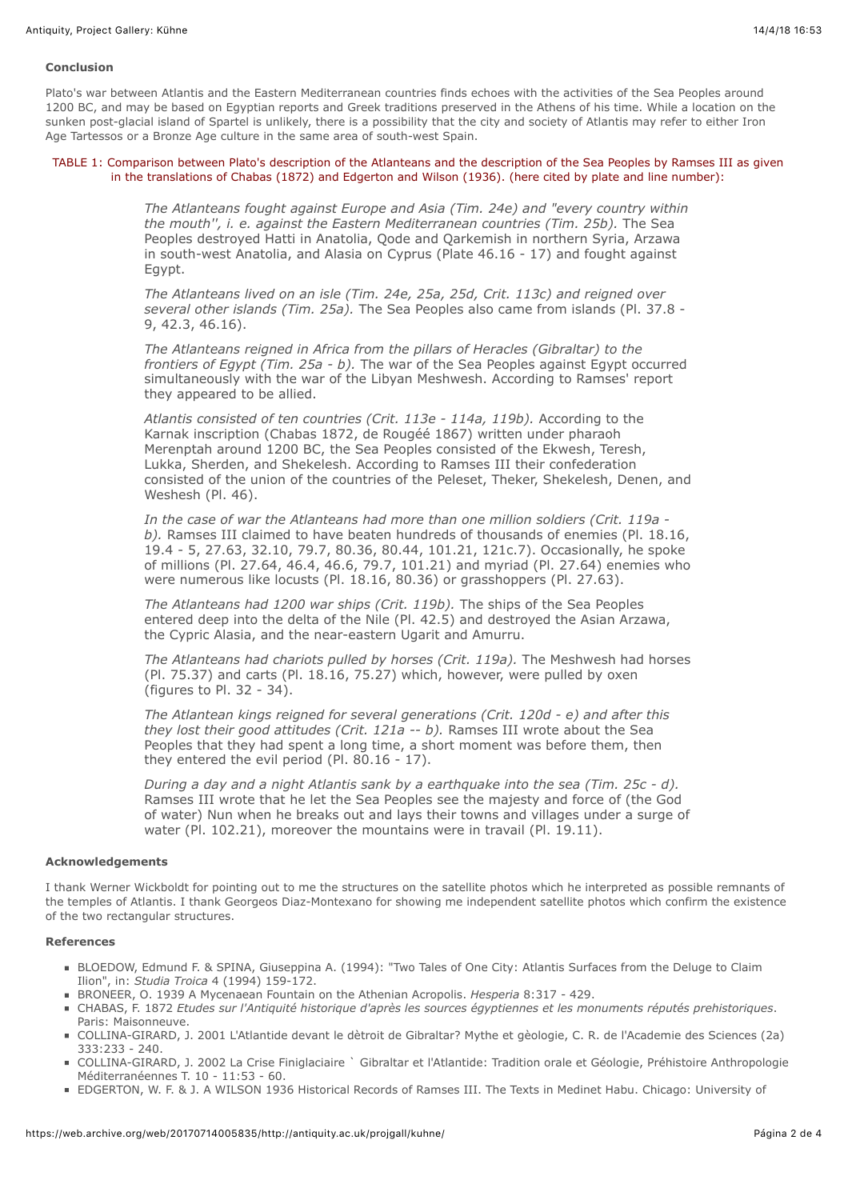**Conclusion**

Plato's war between Atlantis and the Eastern Mediterranean countries finds echoes with the activities of the Sea Peoples around 1200 BC, and may be based on Egyptian reports and Greek traditions preserved in the Athens of his time. While a location on the sunken post-glacial island of Spartel is unlikely, there is a possibility that the city and society of Atlantis may refer to either Iron Age Tartessos or a Bronze Age culture in the same area of south-west Spain.

TABLE 1: Comparison between Plato's description of the Atlanteans and the description of the Sea Peoples by Ramses III as given in the translations of Chabas (1872) and Edgerton and Wilson (1936). (here cited by plate and line number):

> *The Atlanteans fought against Europe and Asia (Tim. 24e) and "every country within the mouth'', i. e. against the Eastern Mediterranean countries (Tim. 25b).* The Sea Peoples destroyed Hatti in Anatolia, Qode and Qarkemish in northern Syria, Arzawa in south-west Anatolia, and Alasia on Cyprus (Plate 46.16 - 17) and fought against Egypt.
>
> *The Atlanteans lived on an isle (Tim. 24e, 25a, 25d, Crit. 113c) and reigned over several other islands (Tim. 25a).* The Sea Peoples also came from islands (Pl. 37.8 - 9, 42.3, 46.16).
>
> *The Atlanteans reigned in Africa from the pillars of Heracles (Gibraltar) to the frontiers of Egypt (Tim. 25a - b).* The war of the Sea Peoples against Egypt occurred simultaneously with the war of the Libyan Meshwesh. According to Ramses' report they appeared to be allied.
>
> *Atlantis consisted of ten countries (Crit. 113e - 114a, 119b).* According to the Karnak inscription (Chabas 1872, de Rougéé 1867) written under pharaoh Merenptah around 1200 BC, the Sea Peoples consisted of the Ekwesh, Teresh, Lukka, Sherden, and Shekelesh. According to Ramses III their confederation consisted of the union of the countries of the Peleset, Theker, Shekelesh, Denen, and Weshesh (Pl. 46).
>
> *In the case of war the Atlanteans had more than one million soldiers (Crit. 119a - b).* Ramses III claimed to have beaten hundreds of thousands of enemies (Pl. 18.16, 19.4 - 5, 27.63, 32.10, 79.7, 80.36, 80.44, 101.21, 121c.7). Occasionally, he spoke of millions (Pl. 27.64, 46.4, 46.6, 79.7, 101.21) and myriad (Pl. 27.64) enemies who were numerous like locusts (Pl. 18.16, 80.36) or grasshoppers (Pl. 27.63).
>
> *The Atlanteans had 1200 war ships (Crit. 119b).* The ships of the Sea Peoples entered deep into the delta of the Nile (Pl. 42.5) and destroyed the Asian Arzawa, the Cypric Alasia, and the near-eastern Ugarit and Amurru.
>
> *The Atlanteans had chariots pulled by horses (Crit. 119a).* The Meshwesh had horses (Pl. 75.37) and carts (Pl. 18.16, 75.27) which, however, were pulled by oxen (figures to Pl. 32 - 34).
>
> *The Atlantean kings reigned for several generations (Crit. 120d - e) and after this they lost their good attitudes (Crit. 121a -- b).* Ramses III wrote about the Sea Peoples that they had spent a long time, a short moment was before them, then they entered the evil period (Pl. 80.16 - 17).
>
> *During a day and a night Atlantis sank by a earthquake into the sea (Tim. 25c - d).* Ramses III wrote that he let the Sea Peoples see the majesty and force of (the God of water) Nun when he breaks out and lays their towns and villages under a surge of water (Pl. 102.21), moreover the mountains were in travail (Pl. 19.11).

**Acknowledgements**

I thank Werner Wickboldt for pointing out to me the structures on the satellite photos which he interpreted as possible remnants of the temples of Atlantis. I thank Georgeos Diaz-Montexano for showing me independent satellite photos which confirm the existence of the two rectangular structures.

**References**

- BLOEDOW, Edmund F. & SPINA, Giuseppina A. (1994): "Two Tales of One City: Atlantis Surfaces from the Deluge to Claim Ilion", in: *Studia Troica* 4 (1994) 159-172.
- BRONEER, O. 1939 A Mycenaean Fountain on the Athenian Acropolis. *Hesperia* 8:317 - 429.
- CHABAS, F. 1872 *Etudes sur l'Antiquité historique d'après les sources égyptiennes et les monuments réputés prehistoriques*. Paris: Maisonneuve.
- COLLINA-GIRARD, J. 2001 L'Atlantide devant le dètroit de Gibraltar? Mythe et gèologie, C. R. de l'Academie des Sciences (2a) 333:233 - 240.
- COLLINA-GIRARD, J. 2002 La Crise Finiglaciaire ` Gibraltar et l'Atlantide: Tradition orale et Géologie, Préhistoire Anthropologie Méditerranéennes T. 10 - 11:53 - 60.
- EDGERTON, W. F. & J. A WILSON 1936 Historical Records of Ramses III. The Texts in Medinet Habu. Chicago: University of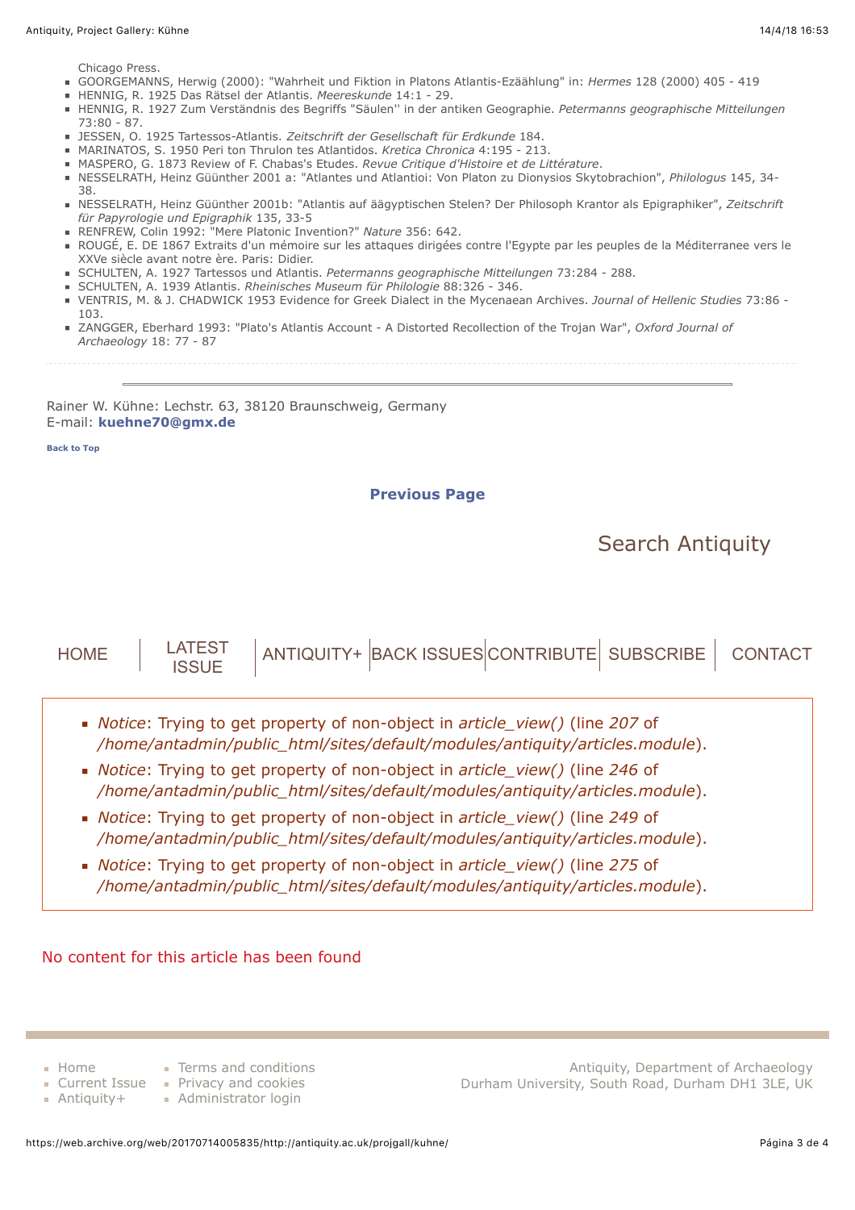Chicago Press.

- GOORGEMANNS, Herwig (2000): "Wahrheit und Fiktion in Platons Atlantis-Ezäählung" in: *Hermes* 128 (2000) 405 - 419
- HENNIG, R. 1925 Das Rätsel der Atlantis. *Meereskunde* 14:1 - 29.
- HENNIG, R. 1927 Zum Verständnis des Begriffs "Säulen'' in der antiken Geographie. *Petermanns geographische Mitteilungen* 73:80 - 87.
- JESSEN, O. 1925 Tartessos-Atlantis. *Zeitschrift der Gesellschaft für Erdkunde* 184.
- MARINATOS, S. 1950 Peri ton Thrulon tes Atlantidos. *Kretica Chronica* 4:195 - 213.
- MASPERO, G. 1873 Review of F. Chabas's Etudes. *Revue Critique d'Histoire et de Littérature*.
- NESSELRATH, Heinz Güünther 2001 a: "Atlantes und Atlantioi: Von Platon zu Dionysios Skytobrachion", *Philologus* 145, 34-38.
- NESSELRATH, Heinz Güünther 2001b: "Atlantis auf äägyptischen Stelen? Der Philosoph Krantor als Epigraphiker", *Zeitschrift für Papyrologie und Epigraphik* 135, 33-5
- RENFREW, Colin 1992: "Mere Platonic Invention?" *Nature* 356: 642.
- ROUGÉ, E. DE 1867 Extraits d'un mémoire sur les attaques dirigées contre l'Egypte par les peuples de la Méditerranee vers le XXVe siècle avant notre ère. Paris: Didier.
- SCHULTEN, A. 1927 Tartessos und Atlantis. *Petermanns geographische Mitteilungen* 73:284 - 288.
- SCHULTEN, A. 1939 Atlantis. *Rheinisches Museum für Philologie* 88:326 - 346.
- VENTRIS, M. & J. CHADWICK 1953 Evidence for Greek Dialect in the Mycenaean Archives. *Journal of Hellenic Studies* 73:86 - 103.
- ZANGGER, Eberhard 1993: "Plato's Atlantis Account - A Distorted Recollection of the Trojan War", *Oxford Journal of Archaeology* 18: 77 - 87

---

Rainer W. Kühne: Lechstr. 63, 38120 Braunschweig, Germany
E-mail: **kuehne70@gmx.de**

**Back to Top**

**Previous Page**

Search Antiquity

HOME | LATEST ISSUE | ANTIQUITY+ | BACK ISSUES | CONTRIBUTE | SUBSCRIBE | CONTACT

- *Notice*: Trying to get property of non-object in *article_view()* (line *207* of */home/antadmin/public_html/sites/default/modules/antiquity/articles.module*).
- *Notice*: Trying to get property of non-object in *article_view()* (line *246* of */home/antadmin/public_html/sites/default/modules/antiquity/articles.module*).
- *Notice*: Trying to get property of non-object in *article_view()* (line *249* of */home/antadmin/public_html/sites/default/modules/antiquity/articles.module*).
- *Notice*: Trying to get property of non-object in *article_view()* (line *275* of */home/antadmin/public_html/sites/default/modules/antiquity/articles.module*).

No content for this article has been found

- Home
- Current Issue
- Antiquity+
- Terms and conditions
- Privacy and cookies
- Administrator login

Antiquity, Department of Archaeology
Durham University, South Road, Durham DH1 3LE, UK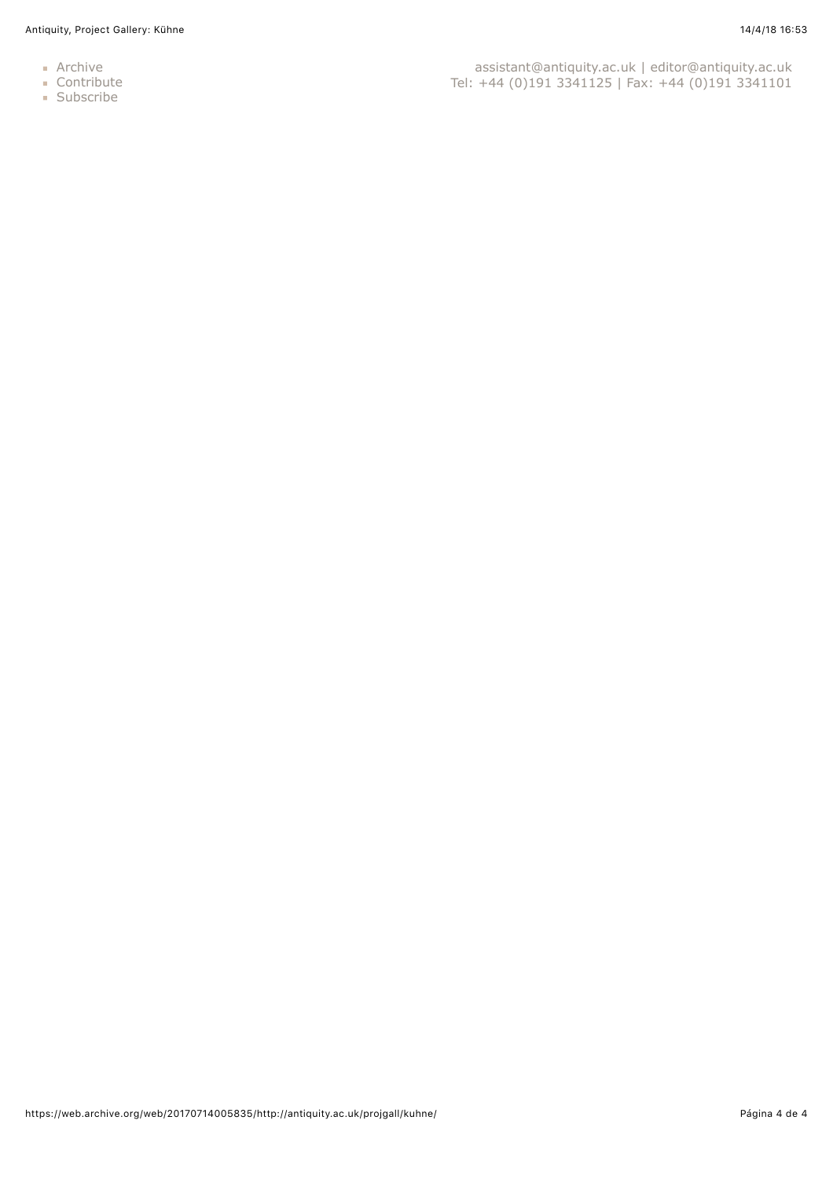- Archive
- Contribute
- Subscribe

assistant@antiquity.ac.uk | editor@antiquity.ac.uk
Tel: +44 (0)191 3341125 | Fax: +44 (0)191 3341101